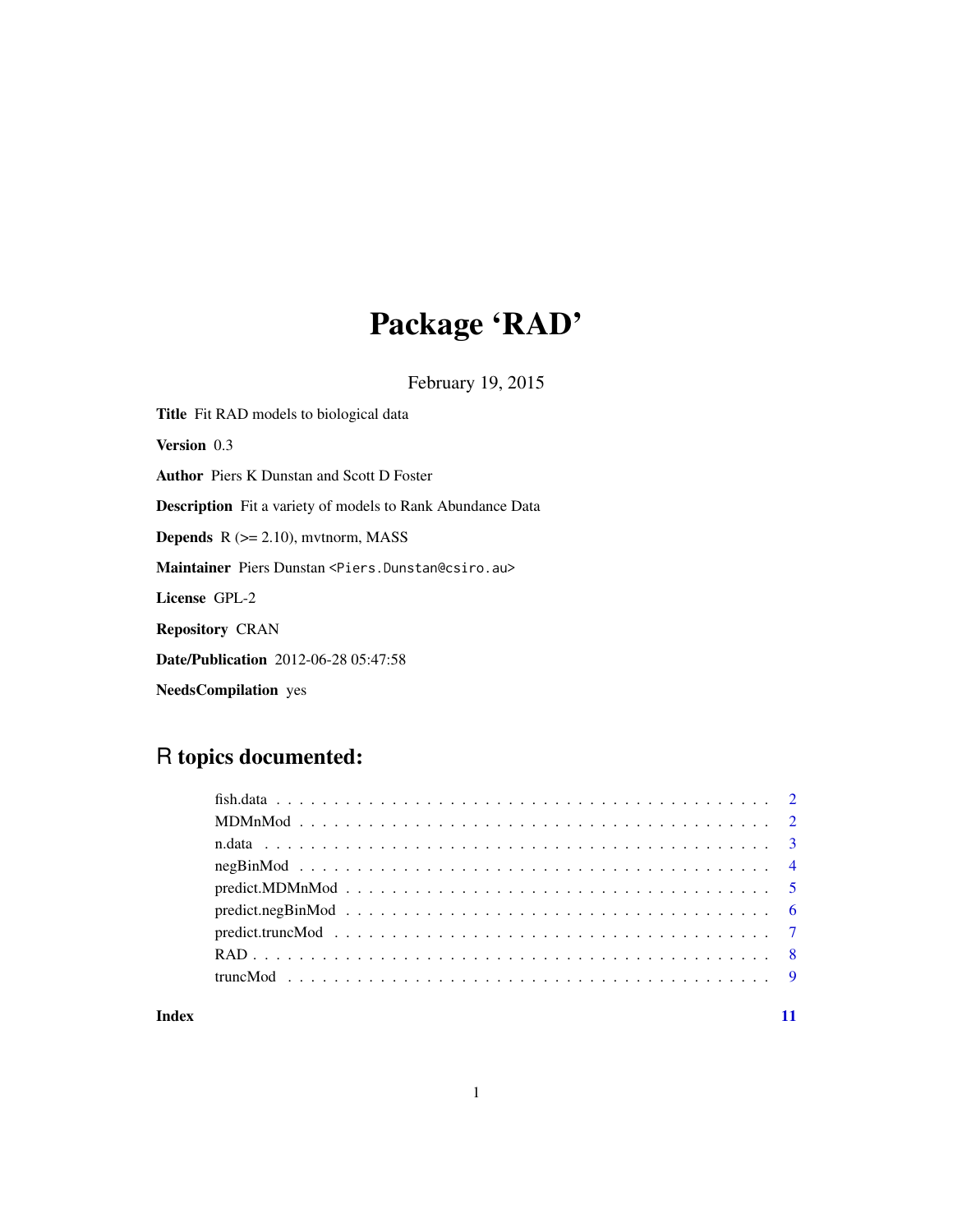# Package 'RAD'

February 19, 2015

**Title** Fit RAD models to biological data

**Version** 0.3

**Author** Piers K Dunstan and Scott D Foster

**Description** Fit a variety of models to Rank Abundance Data

**Depends** R (>= 2.10), mvtnorm, MASS

**Maintainer** Piers Dunstan <Piers.Dunstan@csiro.au>

**License** GPL-2

**Repository** CRAN

**Date/Publication** 2012-06-28 05:47:58

**NeedsCompilation** yes

## R topics documented:

| | |
|---|---|
| fish.data | 2 |
| MDMnMod | 2 |
| n.data | 3 |
| negBinMod | 4 |
| predict.MDMnMod | 5 |
| predict.negBinMod | 6 |
| predict.truncMod | 7 |
| RAD | 8 |
| truncMod | 9 |
| **Index** | **11** |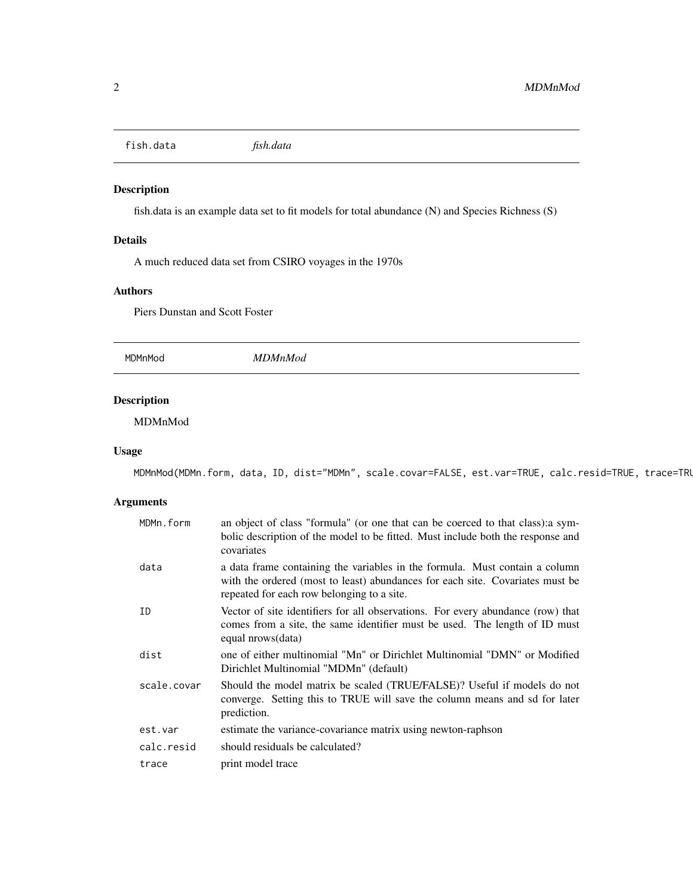## fish.data *fish.data*

### Description

fish.data is an example data set to fit models for total abundance (N) and Species Richness (S)

### Details

A much reduced data set from CSIRO voyages in the 1970s

### Authors

Piers Dunstan and Scott Foster

## MDMnMod *MDMnMod*

### Description

MDMnMod

### Usage

```
MDMnMod(MDMn.form, data, ID, dist="MDMn", scale.covar=FALSE, est.var=TRUE, calc.resid=TRUE, trace=TRU
```

### Arguments

| | |
|---|---|
| `MDMn.form` | an object of class "formula" (or one that can be coerced to that class):a symbolic description of the model to be fitted. Must include both the response and covariates |
| `data` | a data frame containing the variables in the formula. Must contain a column with the ordered (most to least) abundances for each site. Covariates must be repeated for each row belonging to a site. |
| `ID` | Vector of site identifiers for all observations. For every abundance (row) that comes from a site, the same identifier must be used. The length of ID must equal nrows(data) |
| `dist` | one of either multinomial "Mn" or Dirichlet Multinomial "DMN" or Modified Dirichlet Multinomial "MDMn" (default) |
| `scale.covar` | Should the model matrix be scaled (TRUE/FALSE)? Useful if models do not converge. Setting this to TRUE will save the column means and sd for later prediction. |
| `est.var` | estimate the variance-covariance matrix using newton-raphson |
| `calc.resid` | should residuals be calculated? |
| `trace` | print model trace |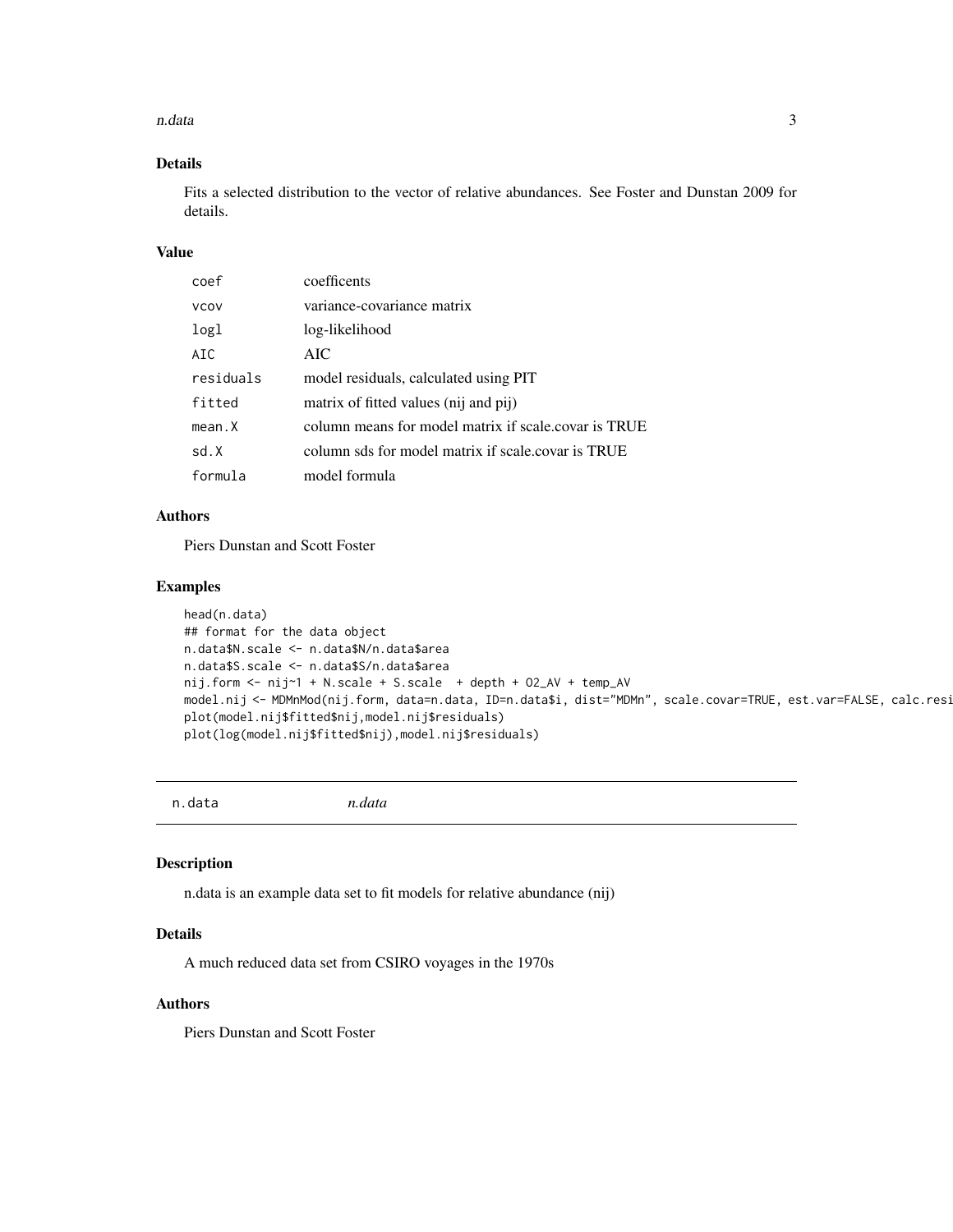## Details

Fits a selected distribution to the vector of relative abundances. See Foster and Dunstan 2009 for details.

## Value

| | |
|---|---|
| coef | coefficents |
| vcov | variance-covariance matrix |
| logl | log-likelihood |
| AIC | AIC |
| residuals | model residuals, calculated using PIT |
| fitted | matrix of fitted values (nij and pij) |
| mean.X | column means for model matrix if scale.covar is TRUE |
| sd.X | column sds for model matrix if scale.covar is TRUE |
| formula | model formula |

## Authors

Piers Dunstan and Scott Foster

## Examples

```
head(n.data)
## format for the data object
n.data$N.scale <- n.data$N/n.data$area
n.data$S.scale <- n.data$S/n.data$area
nij.form <- nij~1 + N.scale + S.scale  + depth + O2_AV + temp_AV
model.nij <- MDMnMod(nij.form, data=n.data, ID=n.data$i, dist="MDMn", scale.covar=TRUE, est.var=FALSE, calc.resi
plot(model.nij$fitted$nij,model.nij$residuals)
plot(log(model.nij$fitted$nij),model.nij$residuals)
```

---

# n.data *n.data*

## Description

n.data is an example data set to fit models for relative abundance (nij)

## Details

A much reduced data set from CSIRO voyages in the 1970s

## Authors

Piers Dunstan and Scott Foster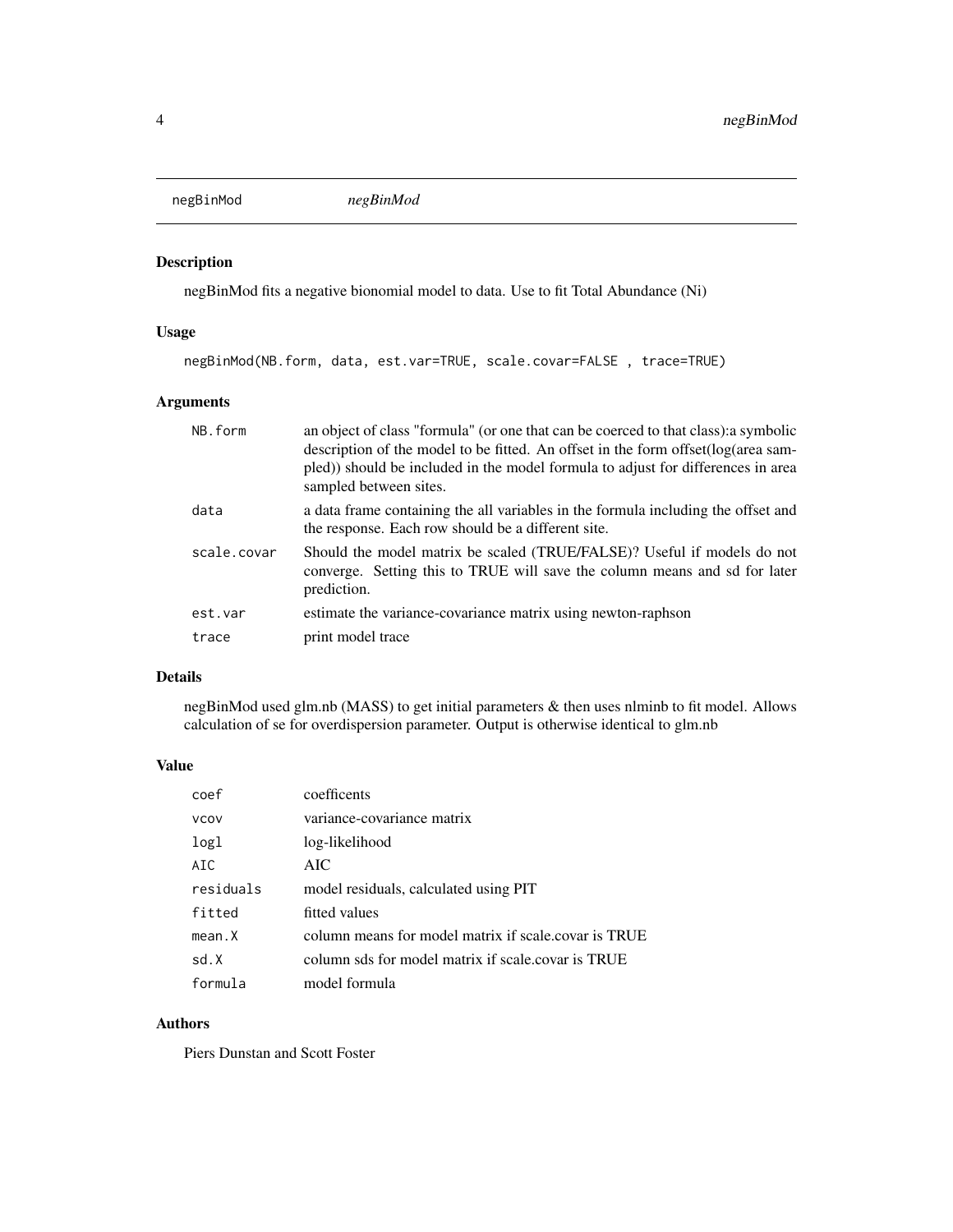## negBinMod *negBinMod*

### Description

negBinMod fits a negative bionomial model to data. Use to fit Total Abundance (Ni)

### Usage

```
negBinMod(NB.form, data, est.var=TRUE, scale.covar=FALSE , trace=TRUE)
```

### Arguments

| | |
|---|---|
| `NB.form` | an object of class "formula" (or one that can be coerced to that class):a symbolic description of the model to be fitted. An offset in the form offset(log(area sampled)) should be included in the model formula to adjust for differences in area sampled between sites. |
| `data` | a data frame containing the all variables in the formula including the offset and the response. Each row should be a different site. |
| `scale.covar` | Should the model matrix be scaled (TRUE/FALSE)? Useful if models do not converge. Setting this to TRUE will save the column means and sd for later prediction. |
| `est.var` | estimate the variance-covariance matrix using newton-raphson |
| `trace` | print model trace |

### Details

negBinMod used glm.nb (MASS) to get initial parameters & then uses nlminb to fit model. Allows calculation of se for overdispersion parameter. Output is otherwise identical to glm.nb

### Value

| | |
|---|---|
| `coef` | coefficents |
| `vcov` | variance-covariance matrix |
| `logl` | log-likelihood |
| `AIC` | AIC |
| `residuals` | model residuals, calculated using PIT |
| `fitted` | fitted values |
| `mean.X` | column means for model matrix if scale.covar is TRUE |
| `sd.X` | column sds for model matrix if scale.covar is TRUE |
| `formula` | model formula |

### Authors

Piers Dunstan and Scott Foster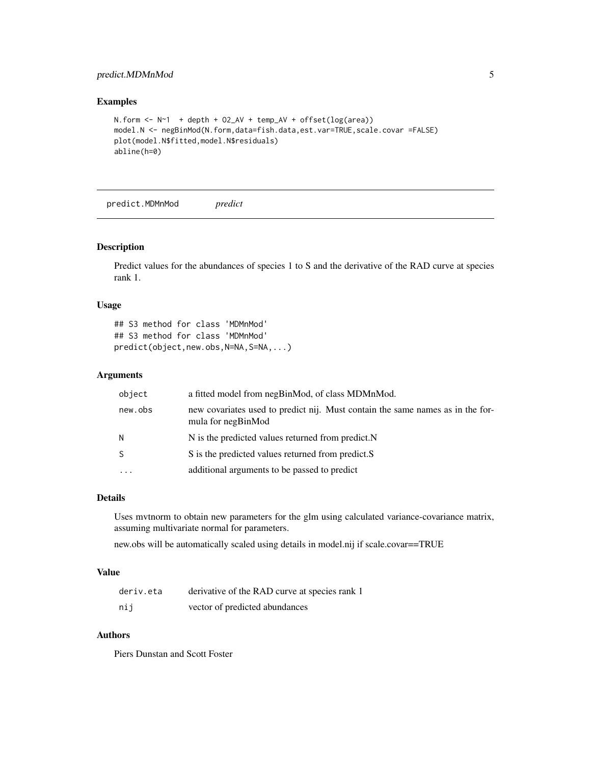### Examples

```
N.form <- N~1  + depth + O2_AV + temp_AV + offset(log(area))
model.N <- negBinMod(N.form,data=fish.data,est.var=TRUE,scale.covar =FALSE)
plot(model.N$fitted,model.N$residuals)
abline(h=0)
```

---

## predict.MDMnMod *predict*

---

### Description

Predict values for the abundances of species 1 to S and the derivative of the RAD curve at species rank 1.

### Usage

```
## S3 method for class 'MDMnMod'
## S3 method for class 'MDMnMod'
predict(object,new.obs,N=NA,S=NA,...)
```

### Arguments

| | |
|---|---|
| `object` | a fitted model from negBinMod, of class MDMnMod. |
| `new.obs` | new covariates used to predict nij. Must contain the same names as in the formula for negBinMod |
| `N` | N is the predicted values returned from predict.N |
| `S` | S is the predicted values returned from predict.S |
| `...` | additional arguments to be passed to predict |

### Details

Uses mvtnorm to obtain new parameters for the glm using calculated variance-covariance matrix, assuming multivariate normal for parameters.

new.obs will be automatically scaled using details in model.nij if scale.covar==TRUE

### Value

| | |
|---|---|
| `deriv.eta` | derivative of the RAD curve at species rank 1 |
| `nij` | vector of predicted abundances |

### Authors

Piers Dunstan and Scott Foster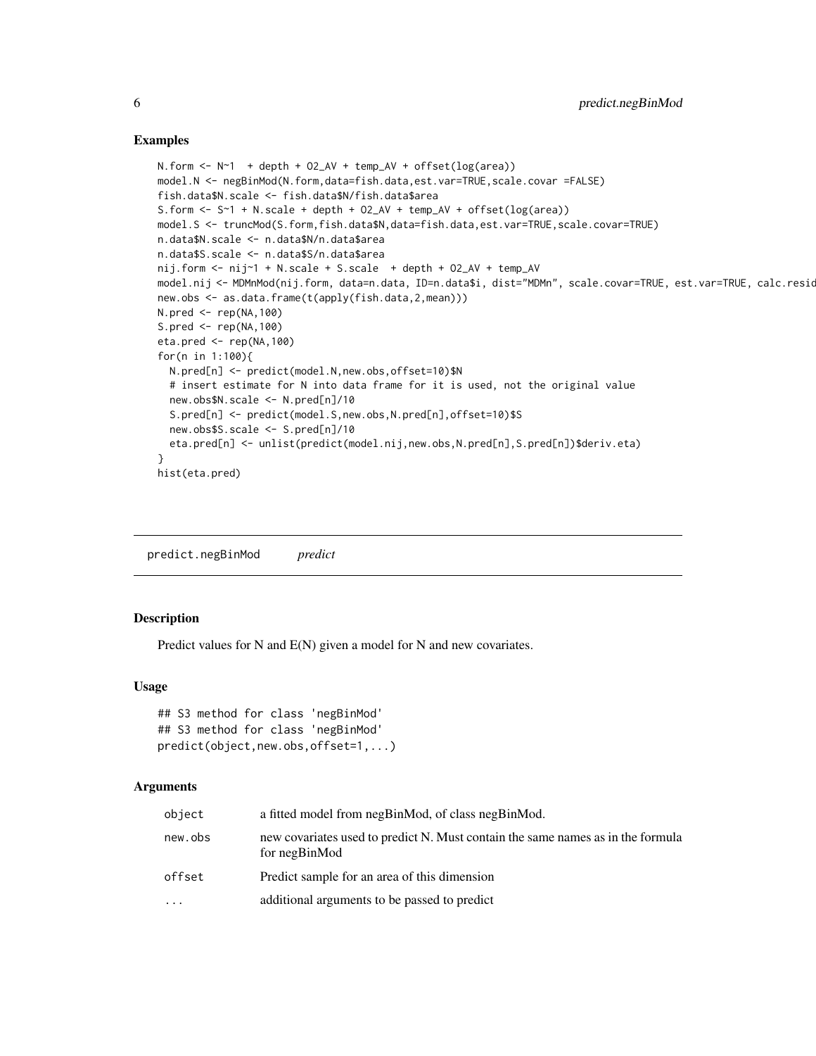## Examples

```
N.form <- N~1  + depth + O2_AV + temp_AV + offset(log(area))
model.N <- negBinMod(N.form,data=fish.data,est.var=TRUE,scale.covar =FALSE)
fish.data$N.scale <- fish.data$N/fish.data$area
S.form <- S~1 + N.scale + depth + O2_AV + temp_AV + offset(log(area))
model.S <- truncMod(S.form,fish.data$N,data=fish.data,est.var=TRUE,scale.covar=TRUE)
n.data$N.scale <- n.data$N/n.data$area
n.data$S.scale <- n.data$S/n.data$area
nij.form <- nij~1 + N.scale + S.scale  + depth + O2_AV + temp_AV
model.nij <- MDMnMod(nij.form, data=n.data, ID=n.data$i, dist="MDMn", scale.covar=TRUE, est.var=TRUE, calc.resid
new.obs <- as.data.frame(t(apply(fish.data,2,mean)))
N.pred <- rep(NA,100)
S.pred <- rep(NA,100)
eta.pred <- rep(NA,100)
for(n in 1:100){
  N.pred[n] <- predict(model.N,new.obs,offset=10)$N
  # insert estimate for N into data frame for it is used, not the original value
  new.obs$N.scale <- N.pred[n]/10
  S.pred[n] <- predict(model.S,new.obs,N.pred[n],offset=10)$S
  new.obs$S.scale <- S.pred[n]/10
  eta.pred[n] <- unlist(predict(model.nij,new.obs,N.pred[n],S.pred[n])$deriv.eta)
}
hist(eta.pred)
```

---

# predict.negBinMod &nbsp;&nbsp;&nbsp; *predict*

---

## Description

Predict values for N and E(N) given a model for N and new covariates.

## Usage

```
## S3 method for class 'negBinMod'
## S3 method for class 'negBinMod'
predict(object,new.obs,offset=1,...)
```

## Arguments

| | |
|---|---|
| `object` | a fitted model from negBinMod, of class negBinMod. |
| `new.obs` | new covariates used to predict N. Must contain the same names as in the formula for negBinMod |
| `offset` | Predict sample for an area of this dimension |
| `...` | additional arguments to be passed to predict |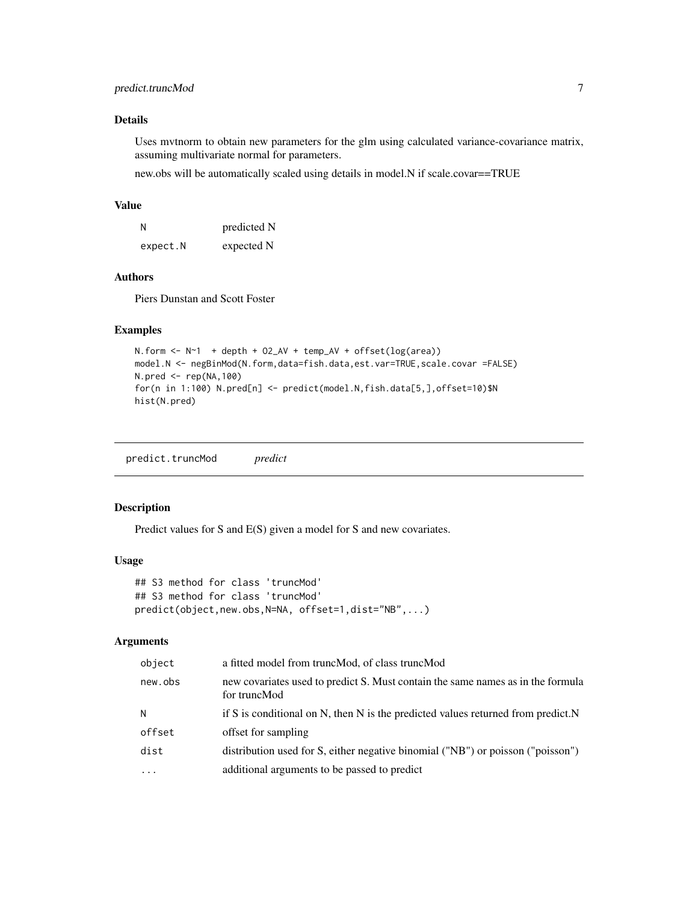### Details

Uses mvtnorm to obtain new parameters for the glm using calculated variance-covariance matrix, assuming multivariate normal for parameters.

new.obs will be automatically scaled using details in model.N if scale.covar==TRUE

### Value

| | |
|---|---|
| N | predicted N |
| expect.N | expected N |

### Authors

Piers Dunstan and Scott Foster

### Examples

```
N.form <- N~1  + depth + O2_AV + temp_AV + offset(log(area))
model.N <- negBinMod(N.form,data=fish.data,est.var=TRUE,scale.covar =FALSE)
N.pred <- rep(NA,100)
for(n in 1:100) N.pred[n] <- predict(model.N,fish.data[5,],offset=10)$N
hist(N.pred)
```

---

## predict.truncMod    *predict*

### Description

Predict values for S and E(S) given a model for S and new covariates.

### Usage

```
## S3 method for class 'truncMod'
## S3 method for class 'truncMod'
predict(object,new.obs,N=NA, offset=1,dist="NB",...)
```

### Arguments

| | |
|---|---|
| object | a fitted model from truncMod, of class truncMod |
| new.obs | new covariates used to predict S. Must contain the same names as in the formula for truncMod |
| N | if S is conditional on N, then N is the predicted values returned from predict.N |
| offset | offset for sampling |
| dist | distribution used for S, either negative binomial ("NB") or poisson ("poisson") |
| ... | additional arguments to be passed to predict |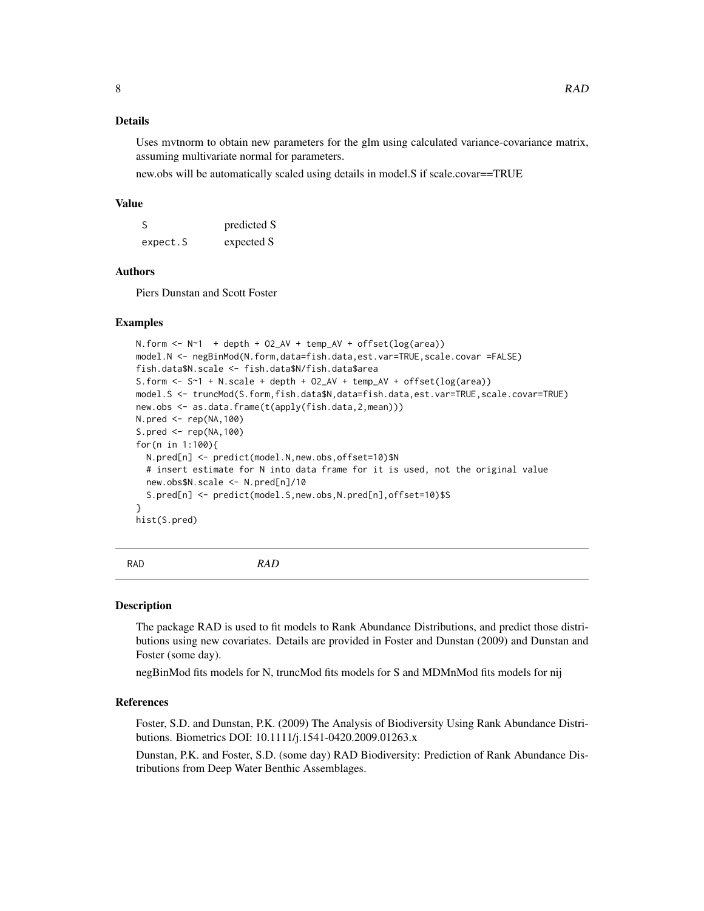### Details

Uses mvtnorm to obtain new parameters for the glm using calculated variance-covariance matrix, assuming multivariate normal for parameters.

new.obs will be automatically scaled using details in model.S if scale.covar==TRUE

### Value

| | |
|---|---|
| `S` | predicted S |
| `expect.S` | expected S |

### Authors

Piers Dunstan and Scott Foster

### Examples

```
N.form <- N~1  + depth + O2_AV + temp_AV + offset(log(area))
model.N <- negBinMod(N.form,data=fish.data,est.var=TRUE,scale.covar =FALSE)
fish.data$N.scale <- fish.data$N/fish.data$area
S.form <- S~1 + N.scale + depth + O2_AV + temp_AV + offset(log(area))
model.S <- truncMod(S.form,fish.data$N,data=fish.data,est.var=TRUE,scale.covar=TRUE)
new.obs <- as.data.frame(t(apply(fish.data,2,mean)))
N.pred <- rep(NA,100)
S.pred <- rep(NA,100)
for(n in 1:100){
  N.pred[n] <- predict(model.N,new.obs,offset=10)$N
  # insert estimate for N into data frame for it is used, not the original value
  new.obs$N.scale <- N.pred[n]/10
  S.pred[n] <- predict(model.S,new.obs,N.pred[n],offset=10)$S
}
hist(S.pred)
```

---

## RAD *RAD*

### Description

The package RAD is used to fit models to Rank Abundance Distributions, and predict those distributions using new covariates. Details are provided in Foster and Dunstan (2009) and Dunstan and Foster (some day).

negBinMod fits models for N, truncMod fits models for S and MDMnMod fits models for nij

### References

Foster, S.D. and Dunstan, P.K. (2009) The Analysis of Biodiversity Using Rank Abundance Distributions. Biometrics DOI: 10.1111/j.1541-0420.2009.01263.x

Dunstan, P.K. and Foster, S.D. (some day) RAD Biodiversity: Prediction of Rank Abundance Distributions from Deep Water Benthic Assemblages.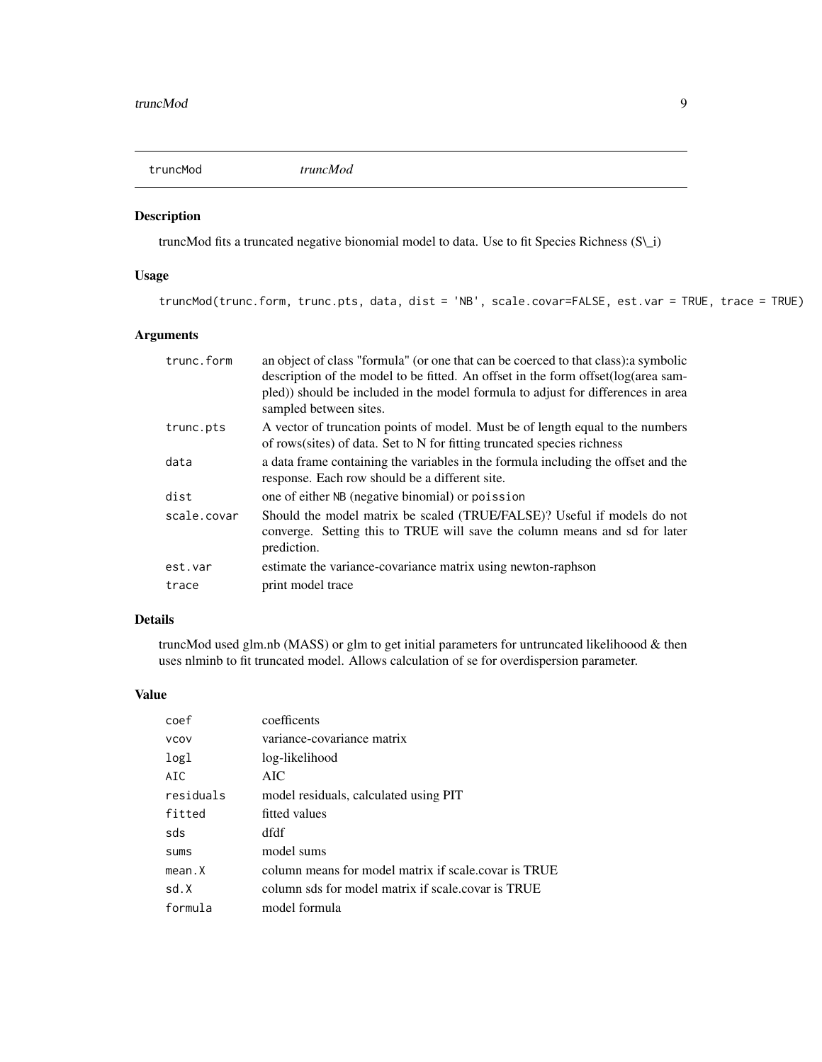# truncMod *truncMod*

## Description

truncMod fits a truncated negative bionomial model to data. Use to fit Species Richness (S\_i)

## Usage

```
truncMod(trunc.form, trunc.pts, data, dist = 'NB', scale.covar=FALSE, est.var = TRUE, trace = TRUE)
```

## Arguments

| | |
|---|---|
| `trunc.form` | an object of class "formula" (or one that can be coerced to that class):a symbolic description of the model to be fitted. An offset in the form offset(log(area sampled)) should be included in the model formula to adjust for differences in area sampled between sites. |
| `trunc.pts` | A vector of truncation points of model. Must be of length equal to the numbers of rows(sites) of data. Set to N for fitting truncated species richness |
| `data` | a data frame containing the variables in the formula including the offset and the response. Each row should be a different site. |
| `dist` | one of either `NB` (negative binomial) or `poission` |
| `scale.covar` | Should the model matrix be scaled (TRUE/FALSE)? Useful if models do not converge. Setting this to TRUE will save the column means and sd for later prediction. |
| `est.var` | estimate the variance-covariance matrix using newton-raphson |
| `trace` | print model trace |

## Details

truncMod used glm.nb (MASS) or glm to get initial parameters for untruncated likelihoood & then uses nlminb to fit truncated model. Allows calculation of se for overdispersion parameter.

## Value

| | |
|---|---|
| `coef` | coefficents |
| `vcov` | variance-covariance matrix |
| `logl` | log-likelihood |
| `AIC` | AIC |
| `residuals` | model residuals, calculated using PIT |
| `fitted` | fitted values |
| `sds` | dfdf |
| `sums` | model sums |
| `mean.X` | column means for model matrix if scale.covar is TRUE |
| `sd.X` | column sds for model matrix if scale.covar is TRUE |
| `formula` | model formula |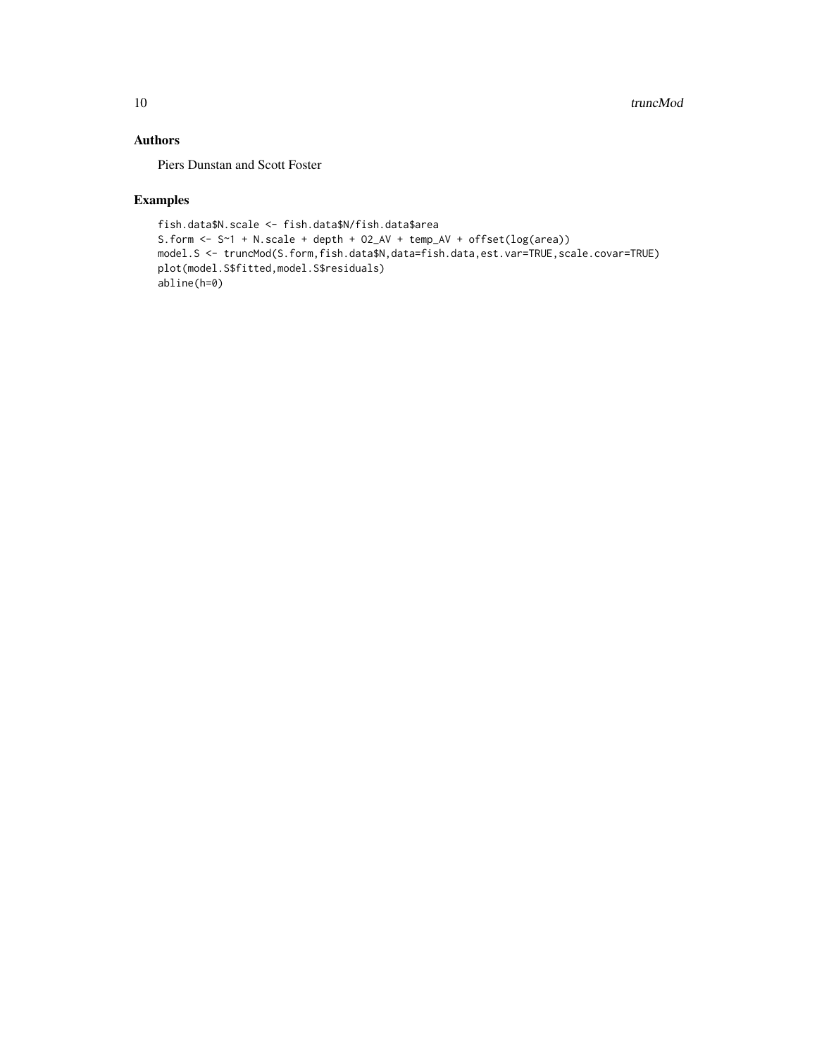## Authors

Piers Dunstan and Scott Foster

## Examples

```
fish.data$N.scale <- fish.data$N/fish.data$area
S.form <- S~1 + N.scale + depth + O2_AV + temp_AV + offset(log(area))
model.S <- truncMod(S.form,fish.data$N,data=fish.data,est.var=TRUE,scale.covar=TRUE)
plot(model.S$fitted,model.S$residuals)
abline(h=0)
```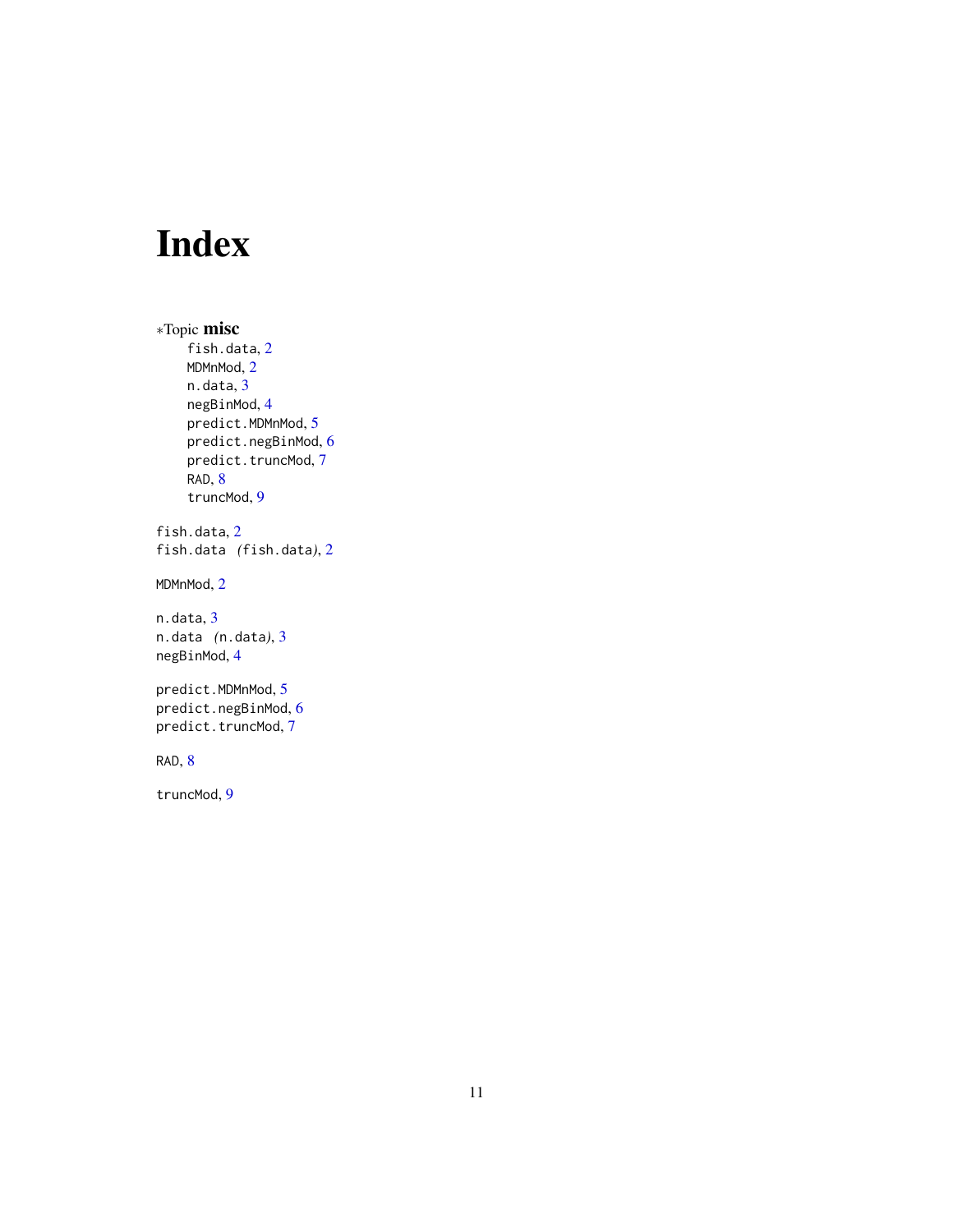# Index

∗Topic **misc**

- fish.data, 2
- MDMnMod, 2
- n.data, 3
- negBinMod, 4
- predict.MDMnMod, 5
- predict.negBinMod, 6
- predict.truncMod, 7
- RAD, 8
- truncMod, 9

fish.data, 2
fish.data *(*fish.data*)*, 2

MDMnMod, 2

n.data, 3
n.data *(*n.data*)*, 3
negBinMod, 4

predict.MDMnMod, 5
predict.negBinMod, 6
predict.truncMod, 7

RAD, 8

truncMod, 9